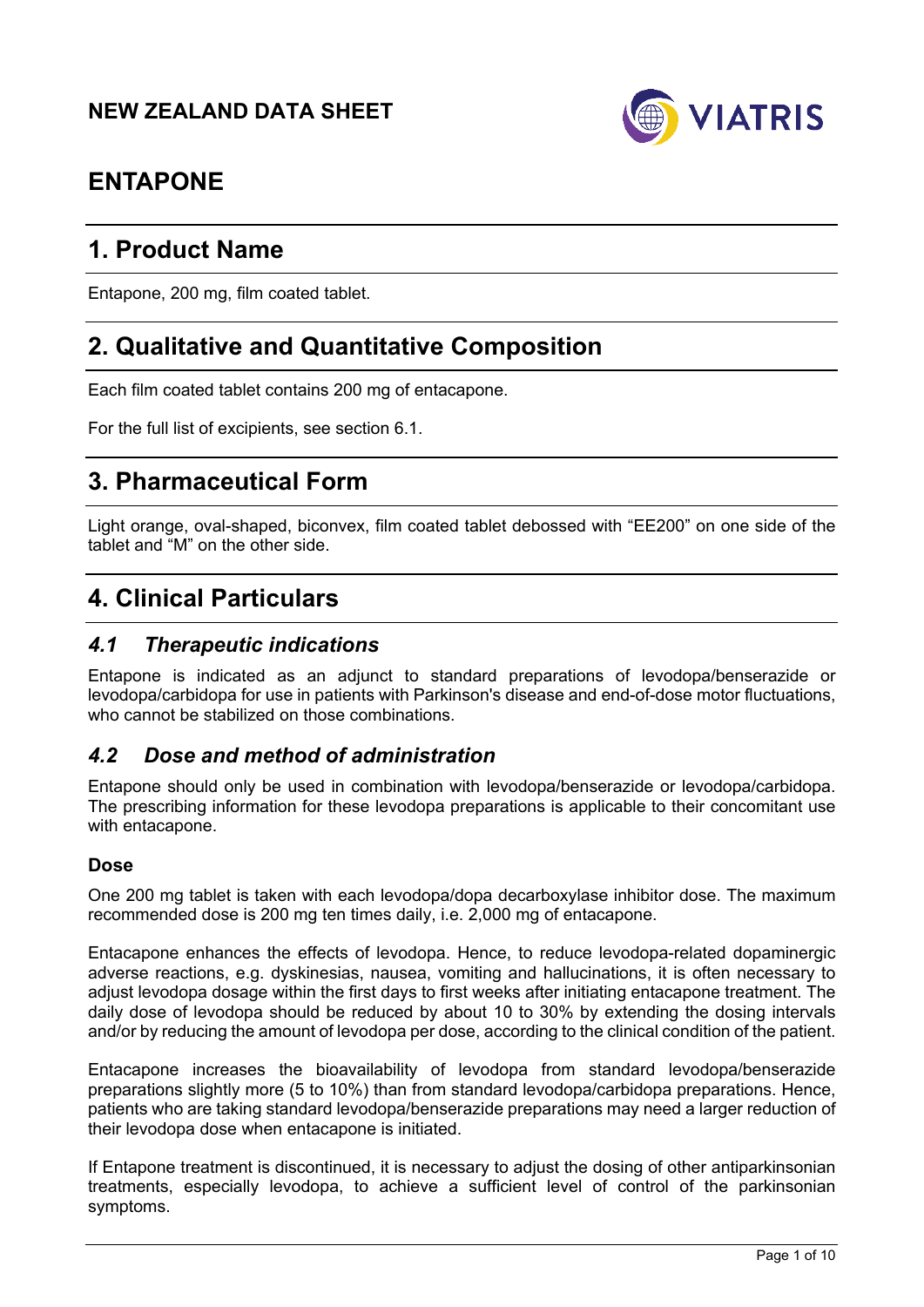# NEW ZEALAND DATA SHEET

# ENTAPONE

## 1. Product Name

Entapone, 200 mg, film coated tablet.

## 2. Qualitative and Quantitative Composition

Each film coated tablet contains 200 mg of entacapone.

For the full list of excipients, see section 6.1.

## 3. Pharmaceutical Form

Light orange, oval-shaped, biconvex, film coated tablet debossed with "EE200" on one side of the tablet and "M" on the other side.

## 4. Clinical Particulars

### *4.1 Therapeutic indications*

Entapone is indicated as an adjunct to standard preparations of levodopa/benserazide or levodopa/carbidopa for use in patients with Parkinson's disease and end-of-dose motor fluctuations, who cannot be stabilized on those combinations.

### *4.2 Dose and method of administration*

Entapone should only be used in combination with levodopa/benserazide or levodopa/carbidopa. The prescribing information for these levodopa preparations is applicable to their concomitant use with entacapone.

#### Dose

One 200 mg tablet is taken with each levodopa/dopa decarboxylase inhibitor dose. The maximum recommended dose is 200 mg ten times daily, i.e. 2,000 mg of entacapone.

Entacapone enhances the effects of levodopa. Hence, to reduce levodopa-related dopaminergic adverse reactions, e.g. dyskinesias, nausea, vomiting and hallucinations, it is often necessary to adjust levodopa dosage within the first days to first weeks after initiating entacapone treatment. The daily dose of levodopa should be reduced by about 10 to 30% by extending the dosing intervals and/or by reducing the amount of levodopa per dose, according to the clinical condition of the patient.

Entacapone increases the bioavailability of levodopa from standard levodopa/benserazide preparations slightly more (5 to 10%) than from standard levodopa/carbidopa preparations. Hence, patients who are taking standard levodopa/benserazide preparations may need a larger reduction of their levodopa dose when entacapone is initiated.

If Entapone treatment is discontinued, it is necessary to adjust the dosing of other antiparkinsonian treatments, especially levodopa, to achieve a sufficient level of control of the parkinsonian symptoms.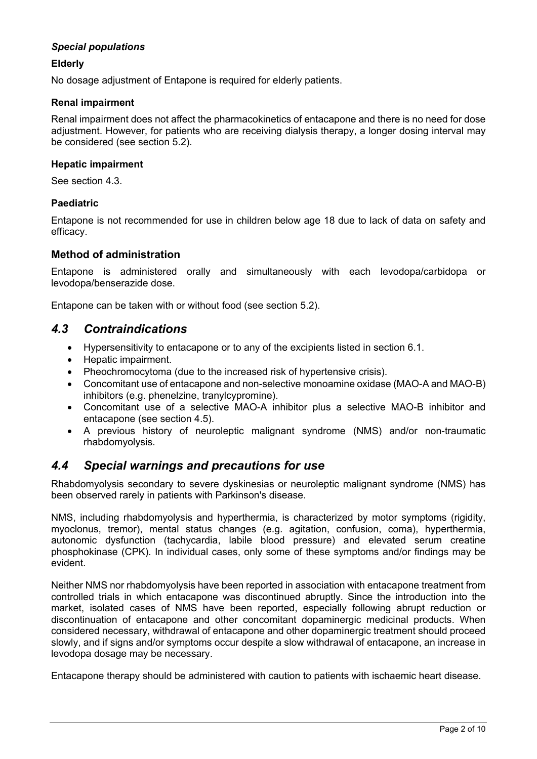### *Special populations*

**Elderly**

No dosage adjustment of Entapone is required for elderly patients.

**Renal impairment**

Renal impairment does not affect the pharmacokinetics of entacapone and there is no need for dose adjustment. However, for patients who are receiving dialysis therapy, a longer dosing interval may be considered (see section 5.2).

**Hepatic impairment**

See section 4.3.

**Paediatric**

Entapone is not recommended for use in children below age 18 due to lack of data on safety and efficacy.

### Method of administration

Entapone is administered orally and simultaneously with each levodopa/carbidopa or levodopa/benserazide dose.

Entapone can be taken with or without food (see section 5.2).

## *4.3 Contraindications*

- Hypersensitivity to entacapone or to any of the excipients listed in section 6.1.
- Hepatic impairment.
- Pheochromocytoma (due to the increased risk of hypertensive crisis).
- Concomitant use of entacapone and non-selective monoamine oxidase (MAO-A and MAO-B) inhibitors (e.g. phenelzine, tranylcypromine).
- Concomitant use of a selective MAO-A inhibitor plus a selective MAO-B inhibitor and entacapone (see section 4.5).
- A previous history of neuroleptic malignant syndrome (NMS) and/or non-traumatic rhabdomyolysis.

## *4.4 Special warnings and precautions for use*

Rhabdomyolysis secondary to severe dyskinesias or neuroleptic malignant syndrome (NMS) has been observed rarely in patients with Parkinson's disease.

NMS, including rhabdomyolysis and hyperthermia, is characterized by motor symptoms (rigidity, myoclonus, tremor), mental status changes (e.g. agitation, confusion, coma), hyperthermia, autonomic dysfunction (tachycardia, labile blood pressure) and elevated serum creatine phosphokinase (CPK). In individual cases, only some of these symptoms and/or findings may be evident.

Neither NMS nor rhabdomyolysis have been reported in association with entacapone treatment from controlled trials in which entacapone was discontinued abruptly. Since the introduction into the market, isolated cases of NMS have been reported, especially following abrupt reduction or discontinuation of entacapone and other concomitant dopaminergic medicinal products. When considered necessary, withdrawal of entacapone and other dopaminergic treatment should proceed slowly, and if signs and/or symptoms occur despite a slow withdrawal of entacapone, an increase in levodopa dosage may be necessary.

Entacapone therapy should be administered with caution to patients with ischaemic heart disease.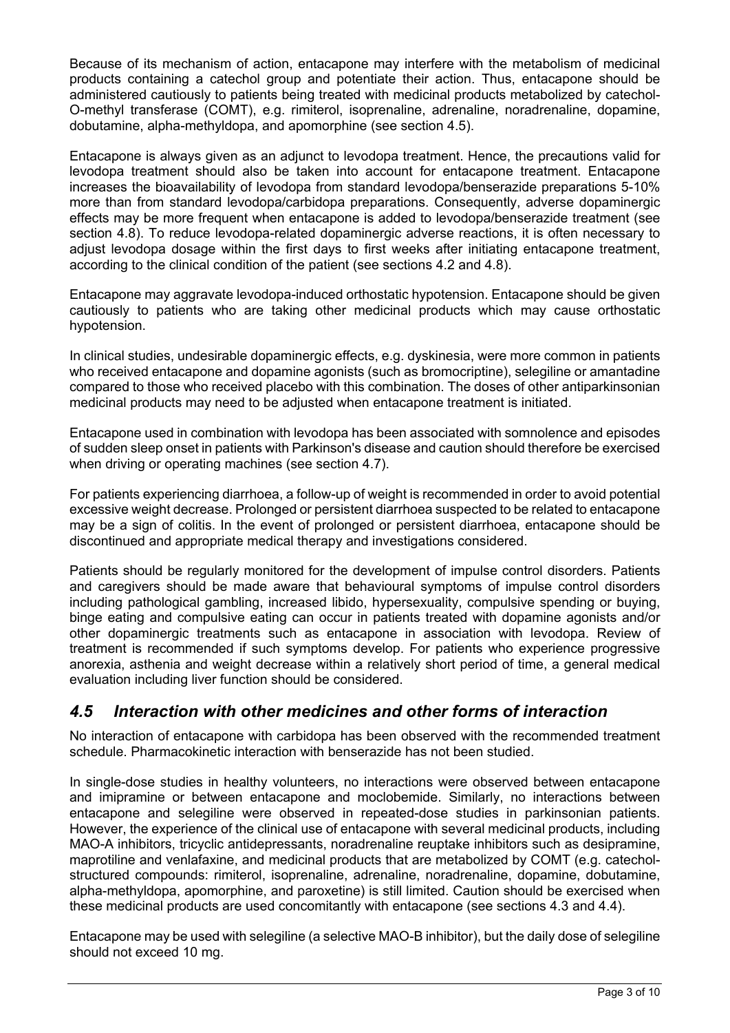Because of its mechanism of action, entacapone may interfere with the metabolism of medicinal products containing a catechol group and potentiate their action. Thus, entacapone should be administered cautiously to patients being treated with medicinal products metabolized by catechol-O-methyl transferase (COMT), e.g. rimiterol, isoprenaline, adrenaline, noradrenaline, dopamine, dobutamine, alpha-methyldopa, and apomorphine (see section 4.5).

Entacapone is always given as an adjunct to levodopa treatment. Hence, the precautions valid for levodopa treatment should also be taken into account for entacapone treatment. Entacapone increases the bioavailability of levodopa from standard levodopa/benserazide preparations 5-10% more than from standard levodopa/carbidopa preparations. Consequently, adverse dopaminergic effects may be more frequent when entacapone is added to levodopa/benserazide treatment (see section 4.8). To reduce levodopa-related dopaminergic adverse reactions, it is often necessary to adjust levodopa dosage within the first days to first weeks after initiating entacapone treatment, according to the clinical condition of the patient (see sections 4.2 and 4.8).

Entacapone may aggravate levodopa-induced orthostatic hypotension. Entacapone should be given cautiously to patients who are taking other medicinal products which may cause orthostatic hypotension.

In clinical studies, undesirable dopaminergic effects, e.g. dyskinesia, were more common in patients who received entacapone and dopamine agonists (such as bromocriptine), selegiline or amantadine compared to those who received placebo with this combination. The doses of other antiparkinsonian medicinal products may need to be adjusted when entacapone treatment is initiated.

Entacapone used in combination with levodopa has been associated with somnolence and episodes of sudden sleep onset in patients with Parkinson's disease and caution should therefore be exercised when driving or operating machines (see section 4.7).

For patients experiencing diarrhoea, a follow-up of weight is recommended in order to avoid potential excessive weight decrease. Prolonged or persistent diarrhoea suspected to be related to entacapone may be a sign of colitis. In the event of prolonged or persistent diarrhoea, entacapone should be discontinued and appropriate medical therapy and investigations considered.

Patients should be regularly monitored for the development of impulse control disorders. Patients and caregivers should be made aware that behavioural symptoms of impulse control disorders including pathological gambling, increased libido, hypersexuality, compulsive spending or buying, binge eating and compulsive eating can occur in patients treated with dopamine agonists and/or other dopaminergic treatments such as entacapone in association with levodopa. Review of treatment is recommended if such symptoms develop. For patients who experience progressive anorexia, asthenia and weight decrease within a relatively short period of time, a general medical evaluation including liver function should be considered.

## *4.5 Interaction with other medicines and other forms of interaction*

No interaction of entacapone with carbidopa has been observed with the recommended treatment schedule. Pharmacokinetic interaction with benserazide has not been studied.

In single-dose studies in healthy volunteers, no interactions were observed between entacapone and imipramine or between entacapone and moclobemide. Similarly, no interactions between entacapone and selegiline were observed in repeated-dose studies in parkinsonian patients. However, the experience of the clinical use of entacapone with several medicinal products, including MAO-A inhibitors, tricyclic antidepressants, noradrenaline reuptake inhibitors such as desipramine, maprotiline and venlafaxine, and medicinal products that are metabolized by COMT (e.g. catechol-structured compounds: rimiterol, isoprenaline, adrenaline, noradrenaline, dopamine, dobutamine, alpha-methyldopa, apomorphine, and paroxetine) is still limited. Caution should be exercised when these medicinal products are used concomitantly with entacapone (see sections 4.3 and 4.4).

Entacapone may be used with selegiline (a selective MAO-B inhibitor), but the daily dose of selegiline should not exceed 10 mg.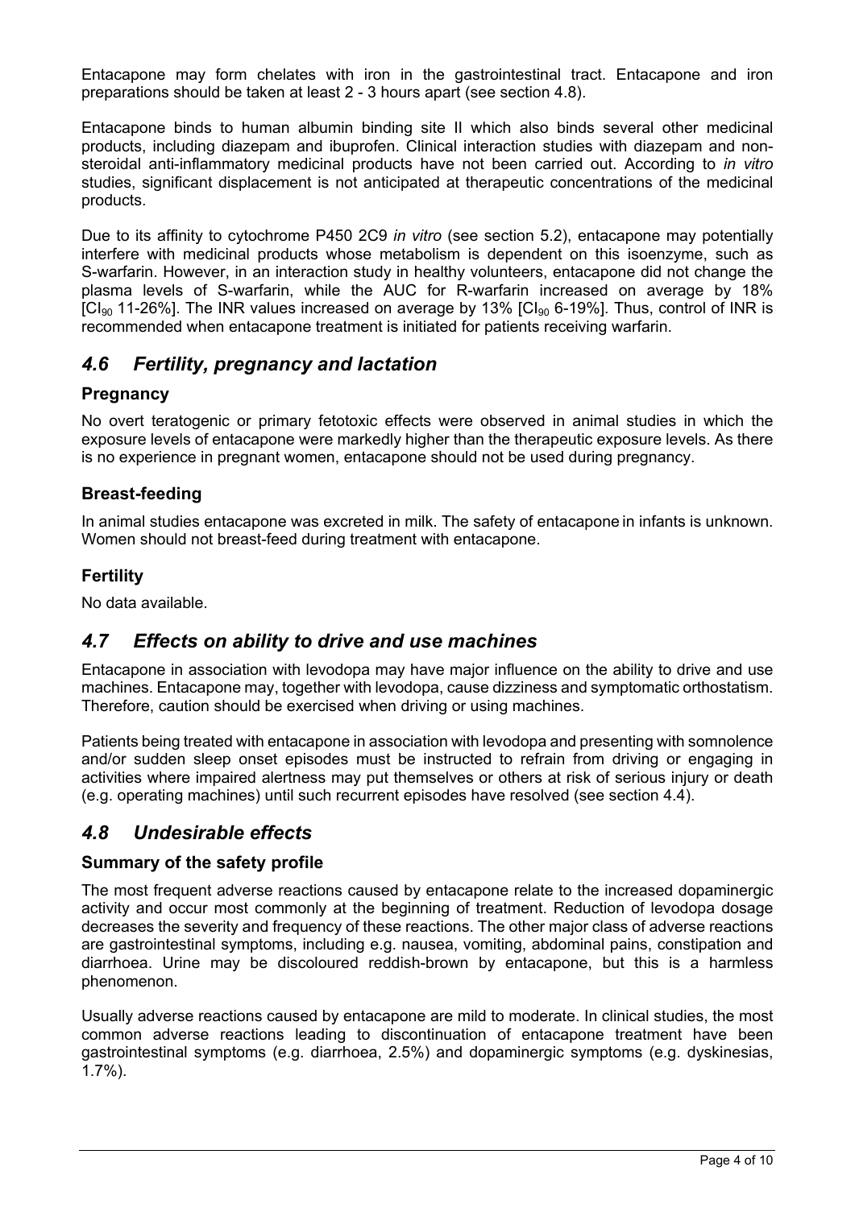Entacapone may form chelates with iron in the gastrointestinal tract. Entacapone and iron preparations should be taken at least 2 - 3 hours apart (see section 4.8).

Entacapone binds to human albumin binding site II which also binds several other medicinal products, including diazepam and ibuprofen. Clinical interaction studies with diazepam and non-steroidal anti-inflammatory medicinal products have not been carried out. According to *in vitro* studies, significant displacement is not anticipated at therapeutic concentrations of the medicinal products.

Due to its affinity to cytochrome P450 2C9 *in vitro* (see section 5.2), entacapone may potentially interfere with medicinal products whose metabolism is dependent on this isoenzyme, such as S-warfarin. However, in an interaction study in healthy volunteers, entacapone did not change the plasma levels of S-warfarin, while the AUC for R-warfarin increased on average by 18% [$CI_{90}$ 11-26%]. The INR values increased on average by 13% [$CI_{90}$ 6-19%]. Thus, control of INR is recommended when entacapone treatment is initiated for patients receiving warfarin.

## *4.6 Fertility, pregnancy and lactation*

### Pregnancy

No overt teratogenic or primary fetotoxic effects were observed in animal studies in which the exposure levels of entacapone were markedly higher than the therapeutic exposure levels. As there is no experience in pregnant women, entacapone should not be used during pregnancy.

### Breast-feeding

In animal studies entacapone was excreted in milk. The safety of entacapone in infants is unknown. Women should not breast-feed during treatment with entacapone.

### Fertility

No data available.

## *4.7 Effects on ability to drive and use machines*

Entacapone in association with levodopa may have major influence on the ability to drive and use machines. Entacapone may, together with levodopa, cause dizziness and symptomatic orthostatism. Therefore, caution should be exercised when driving or using machines.

Patients being treated with entacapone in association with levodopa and presenting with somnolence and/or sudden sleep onset episodes must be instructed to refrain from driving or engaging in activities where impaired alertness may put themselves or others at risk of serious injury or death (e.g. operating machines) until such recurrent episodes have resolved (see section 4.4).

## *4.8 Undesirable effects*

### Summary of the safety profile

The most frequent adverse reactions caused by entacapone relate to the increased dopaminergic activity and occur most commonly at the beginning of treatment. Reduction of levodopa dosage decreases the severity and frequency of these reactions. The other major class of adverse reactions are gastrointestinal symptoms, including e.g. nausea, vomiting, abdominal pains, constipation and diarrhoea. Urine may be discoloured reddish-brown by entacapone, but this is a harmless phenomenon.

Usually adverse reactions caused by entacapone are mild to moderate. In clinical studies, the most common adverse reactions leading to discontinuation of entacapone treatment have been gastrointestinal symptoms (e.g. diarrhoea, 2.5%) and dopaminergic symptoms (e.g. dyskinesias, 1.7%).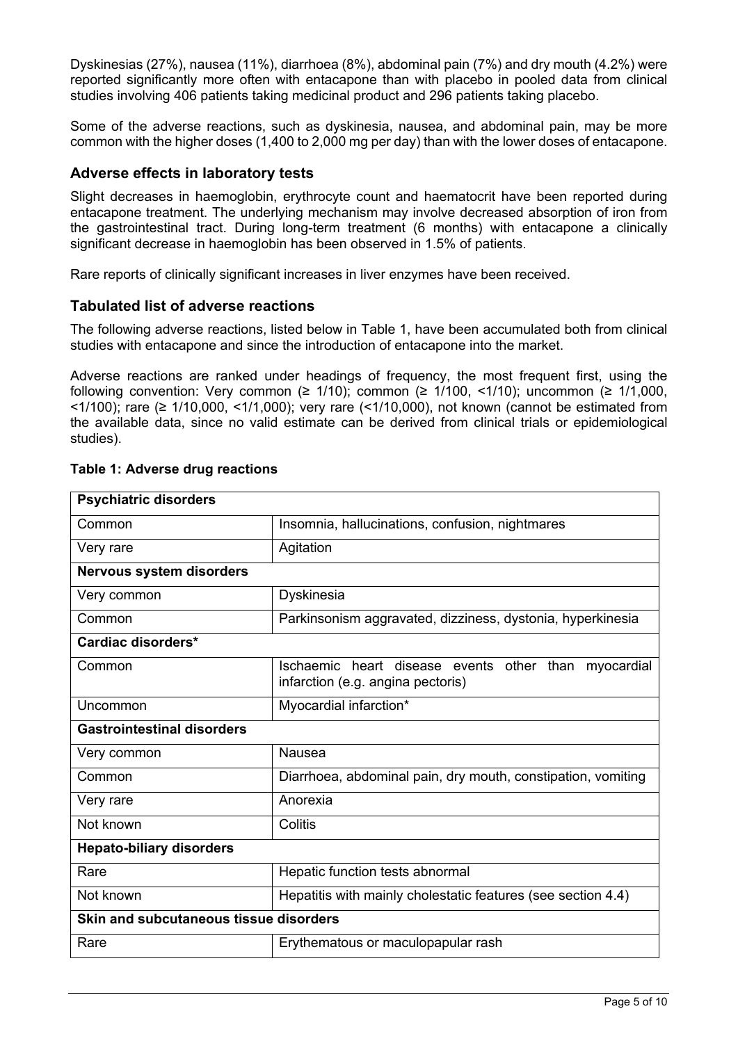Dyskinesias (27%), nausea (11%), diarrhoea (8%), abdominal pain (7%) and dry mouth (4.2%) were reported significantly more often with entacapone than with placebo in pooled data from clinical studies involving 406 patients taking medicinal product and 296 patients taking placebo.

Some of the adverse reactions, such as dyskinesia, nausea, and abdominal pain, may be more common with the higher doses (1,400 to 2,000 mg per day) than with the lower doses of entacapone.

### Adverse effects in laboratory tests

Slight decreases in haemoglobin, erythrocyte count and haematocrit have been reported during entacapone treatment. The underlying mechanism may involve decreased absorption of iron from the gastrointestinal tract. During long-term treatment (6 months) with entacapone a clinically significant decrease in haemoglobin has been observed in 1.5% of patients.

Rare reports of clinically significant increases in liver enzymes have been received.

### Tabulated list of adverse reactions

The following adverse reactions, listed below in Table 1, have been accumulated both from clinical studies with entacapone and since the introduction of entacapone into the market.

Adverse reactions are ranked under headings of frequency, the most frequent first, using the following convention: Very common (≥ 1/10); common (≥ 1/100, <1/10); uncommon (≥ 1/1,000, <1/100); rare (≥ 1/10,000, <1/1,000); very rare (<1/10,000), not known (cannot be estimated from the available data, since no valid estimate can be derived from clinical trials or epidemiological studies).

**Table 1: Adverse drug reactions**

| **Psychiatric disorders** | |
|---|---|
| Common | Insomnia, hallucinations, confusion, nightmares |
| Very rare | Agitation |
| **Nervous system disorders** | |
| Very common | Dyskinesia |
| Common | Parkinsonism aggravated, dizziness, dystonia, hyperkinesia |
| **Cardiac disorders*** | |
| Common | Ischaemic heart disease events other than myocardial infarction (e.g. angina pectoris) |
| Uncommon | Myocardial infarction* |
| **Gastrointestinal disorders** | |
| Very common | Nausea |
| Common | Diarrhoea, abdominal pain, dry mouth, constipation, vomiting |
| Very rare | Anorexia |
| Not known | Colitis |
| **Hepato-biliary disorders** | |
| Rare | Hepatic function tests abnormal |
| Not known | Hepatitis with mainly cholestatic features (see section 4.4) |
| **Skin and subcutaneous tissue disorders** | |
| Rare | Erythematous or maculopapular rash |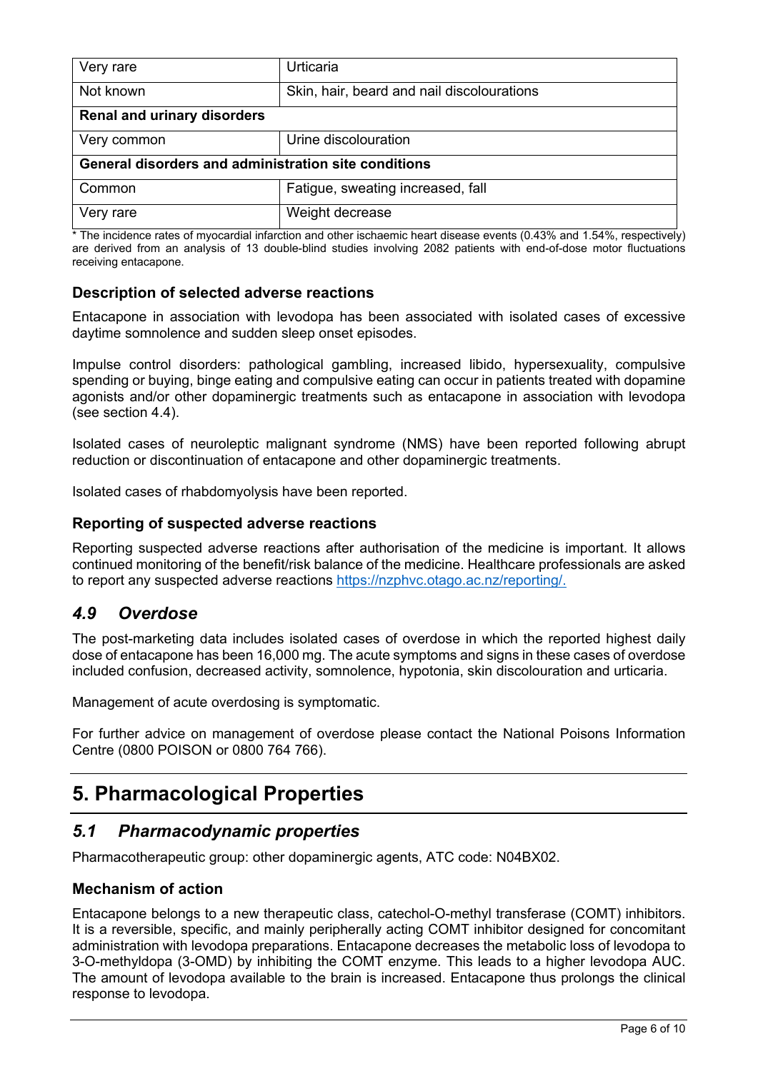| | |
|---|---|
| Very rare | Urticaria |
| Not known | Skin, hair, beard and nail discolourations |
| **Renal and urinary disorders** | |
| Very common | Urine discolouration |
| **General disorders and administration site conditions** | |
| Common | Fatigue, sweating increased, fall |
| Very rare | Weight decrease |

* The incidence rates of myocardial infarction and other ischaemic heart disease events (0.43% and 1.54%, respectively) are derived from an analysis of 13 double-blind studies involving 2082 patients with end-of-dose motor fluctuations receiving entacapone.

### Description of selected adverse reactions

Entacapone in association with levodopa has been associated with isolated cases of excessive daytime somnolence and sudden sleep onset episodes.

Impulse control disorders: pathological gambling, increased libido, hypersexuality, compulsive spending or buying, binge eating and compulsive eating can occur in patients treated with dopamine agonists and/or other dopaminergic treatments such as entacapone in association with levodopa (see section 4.4).

Isolated cases of neuroleptic malignant syndrome (NMS) have been reported following abrupt reduction or discontinuation of entacapone and other dopaminergic treatments.

Isolated cases of rhabdomyolysis have been reported.

### Reporting of suspected adverse reactions

Reporting suspected adverse reactions after authorisation of the medicine is important. It allows continued monitoring of the benefit/risk balance of the medicine. Healthcare professionals are asked to report any suspected adverse reactions https://nzphvc.otago.ac.nz/reporting/.

## *4.9 Overdose*

The post-marketing data includes isolated cases of overdose in which the reported highest daily dose of entacapone has been 16,000 mg. The acute symptoms and signs in these cases of overdose included confusion, decreased activity, somnolence, hypotonia, skin discolouration and urticaria.

Management of acute overdosing is symptomatic.

For further advice on management of overdose please contact the National Poisons Information Centre (0800 POISON or 0800 764 766).

# 5. Pharmacological Properties

## *5.1 Pharmacodynamic properties*

Pharmacotherapeutic group: other dopaminergic agents, ATC code: N04BX02.

### Mechanism of action

Entacapone belongs to a new therapeutic class, catechol-O-methyl transferase (COMT) inhibitors. It is a reversible, specific, and mainly peripherally acting COMT inhibitor designed for concomitant administration with levodopa preparations. Entacapone decreases the metabolic loss of levodopa to 3-O-methyldopa (3-OMD) by inhibiting the COMT enzyme. This leads to a higher levodopa AUC. The amount of levodopa available to the brain is increased. Entacapone thus prolongs the clinical response to levodopa.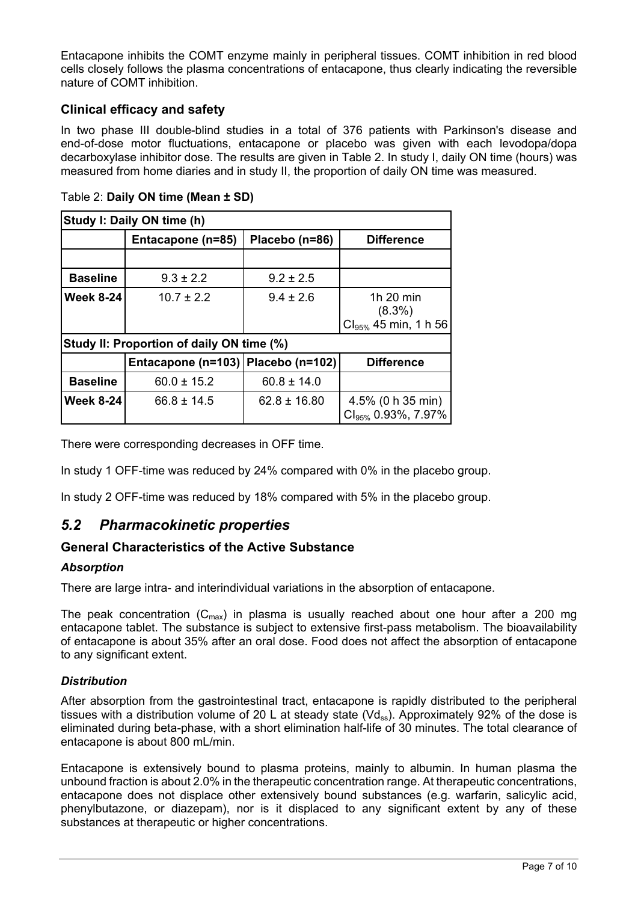Entacapone inhibits the COMT enzyme mainly in peripheral tissues. COMT inhibition in red blood cells closely follows the plasma concentrations of entacapone, thus clearly indicating the reversible nature of COMT inhibition.

### Clinical efficacy and safety

In two phase III double-blind studies in a total of 376 patients with Parkinson's disease and end-of-dose motor fluctuations, entacapone or placebo was given with each levodopa/dopa decarboxylase inhibitor dose. The results are given in Table 2. In study I, daily ON time (hours) was measured from home diaries and in study II, the proportion of daily ON time was measured.

Table 2: **Daily ON time (Mean ± SD)**

| **Study I: Daily ON time (h)** | | | |
|---|---|---|---|
| | **Entacapone (n=85)** | **Placebo (n=86)** | **Difference** |
| | | | |
| **Baseline** | 9.3 ± 2.2 | 9.2 ± 2.5 | |
| **Week 8-24** | 10.7 ± 2.2 | 9.4 ± 2.6 | 1h 20 min (8.3%) $CI_{95\%}$ 45 min, 1 h 56 |
| **Study II: Proportion of daily ON time (%)** | | | |
| | **Entacapone (n=103)** | **Placebo (n=102)** | **Difference** |
| **Baseline** | 60.0 ± 15.2 | 60.8 ± 14.0 | |
| **Week 8-24** | 66.8 ± 14.5 | 62.8 ± 16.80 | 4.5% (0 h 35 min) $CI_{95\%}$ 0.93%, 7.97% |

There were corresponding decreases in OFF time.

In study 1 OFF-time was reduced by 24% compared with 0% in the placebo group.

In study 2 OFF-time was reduced by 18% compared with 5% in the placebo group.

## *5.2 Pharmacokinetic properties*

### General Characteristics of the Active Substance

#### *Absorption*

There are large intra- and interindividual variations in the absorption of entacapone.

The peak concentration ($C_{max}$) in plasma is usually reached about one hour after a 200 mg entacapone tablet. The substance is subject to extensive first-pass metabolism. The bioavailability of entacapone is about 35% after an oral dose. Food does not affect the absorption of entacapone to any significant extent.

#### *Distribution*

After absorption from the gastrointestinal tract, entacapone is rapidly distributed to the peripheral tissues with a distribution volume of 20 L at steady state ($Vd_{ss}$). Approximately 92% of the dose is eliminated during beta-phase, with a short elimination half-life of 30 minutes. The total clearance of entacapone is about 800 mL/min.

Entacapone is extensively bound to plasma proteins, mainly to albumin. In human plasma the unbound fraction is about 2.0% in the therapeutic concentration range. At therapeutic concentrations, entacapone does not displace other extensively bound substances (e.g. warfarin, salicylic acid, phenylbutazone, or diazepam), nor is it displaced to any significant extent by any of these substances at therapeutic or higher concentrations.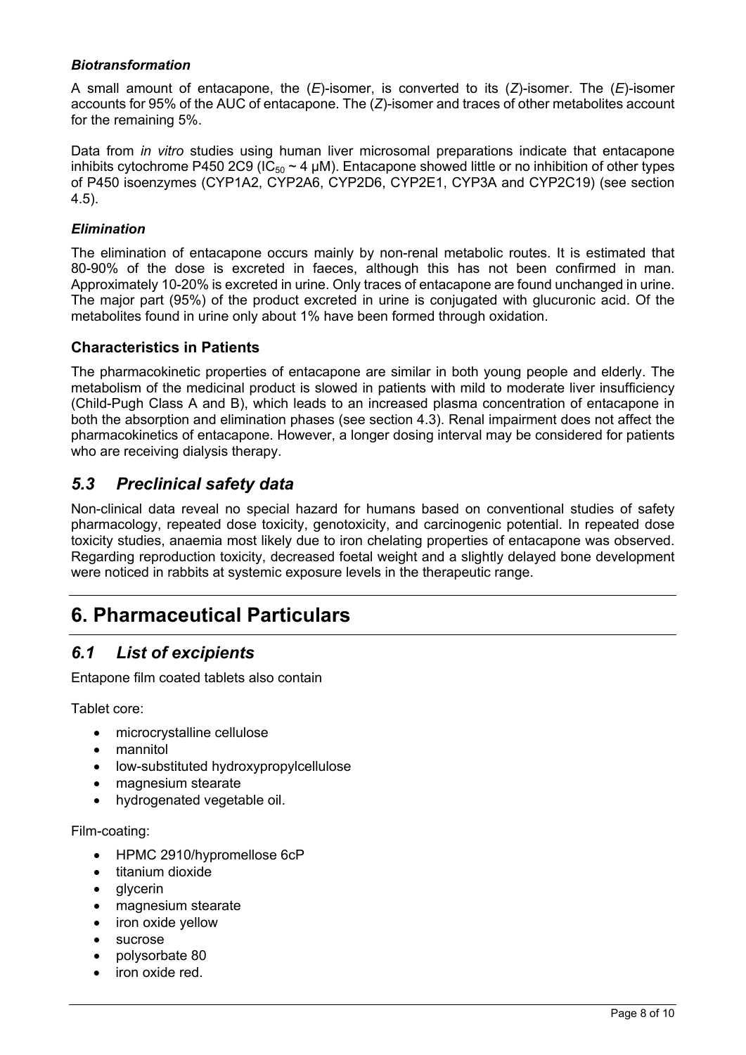#### *Biotransformation*

A small amount of entacapone, the (*E*)-isomer, is converted to its (*Z*)-isomer. The (*E*)-isomer accounts for 95% of the AUC of entacapone. The (*Z*)-isomer and traces of other metabolites account for the remaining 5%.

Data from *in vitro* studies using human liver microsomal preparations indicate that entacapone inhibits cytochrome P450 2C9 ($IC_{50}$ ~ 4 μM). Entacapone showed little or no inhibition of other types of P450 isoenzymes (CYP1A2, CYP2A6, CYP2D6, CYP2E1, CYP3A and CYP2C19) (see section 4.5).

#### *Elimination*

The elimination of entacapone occurs mainly by non-renal metabolic routes. It is estimated that 80-90% of the dose is excreted in faeces, although this has not been confirmed in man. Approximately 10-20% is excreted in urine. Only traces of entacapone are found unchanged in urine. The major part (95%) of the product excreted in urine is conjugated with glucuronic acid. Of the metabolites found in urine only about 1% have been formed through oxidation.

### Characteristics in Patients

The pharmacokinetic properties of entacapone are similar in both young people and elderly. The metabolism of the medicinal product is slowed in patients with mild to moderate liver insufficiency (Child-Pugh Class A and B), which leads to an increased plasma concentration of entacapone in both the absorption and elimination phases (see section 4.3). Renal impairment does not affect the pharmacokinetics of entacapone. However, a longer dosing interval may be considered for patients who are receiving dialysis therapy.

## *5.3 Preclinical safety data*

Non-clinical data reveal no special hazard for humans based on conventional studies of safety pharmacology, repeated dose toxicity, genotoxicity, and carcinogenic potential. In repeated dose toxicity studies, anaemia most likely due to iron chelating properties of entacapone was observed. Regarding reproduction toxicity, decreased foetal weight and a slightly delayed bone development were noticed in rabbits at systemic exposure levels in the therapeutic range.

# 6. Pharmaceutical Particulars

## *6.1 List of excipients*

Entapone film coated tablets also contain

Tablet core:

- microcrystalline cellulose
- mannitol
- low-substituted hydroxypropylcellulose
- magnesium stearate
- hydrogenated vegetable oil.

Film-coating:

- HPMC 2910/hypromellose 6cP
- titanium dioxide
- glycerin
- magnesium stearate
- iron oxide yellow
- sucrose
- polysorbate 80
- iron oxide red.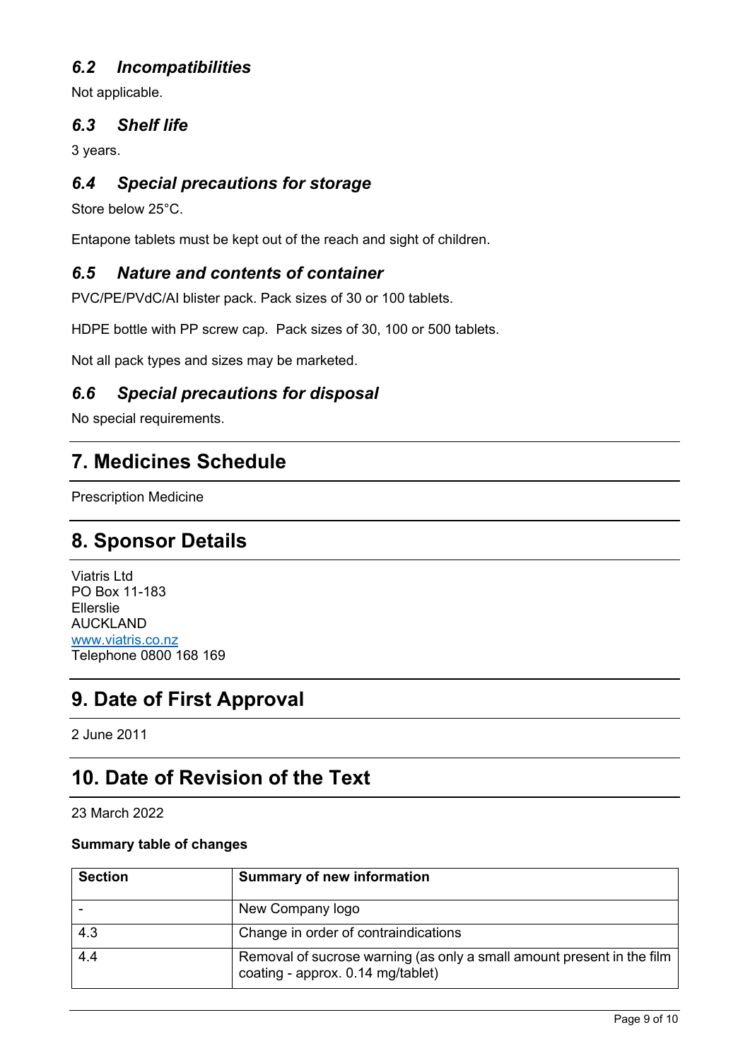### *6.2 Incompatibilities*

Not applicable.

### *6.3 Shelf life*

3 years.

### *6.4 Special precautions for storage*

Store below 25°C.

Entapone tablets must be kept out of the reach and sight of children.

### *6.5 Nature and contents of container*

PVC/PE/PVdC/Al blister pack. Pack sizes of 30 or 100 tablets.

HDPE bottle with PP screw cap. Pack sizes of 30, 100 or 500 tablets.

Not all pack types and sizes may be marketed.

### *6.6 Special precautions for disposal*

No special requirements.

## 7. Medicines Schedule

Prescription Medicine

## 8. Sponsor Details

Viatris Ltd
PO Box 11-183
Ellerslie
AUCKLAND
www.viatris.co.nz
Telephone 0800 168 169

## 9. Date of First Approval

2 June 2011

## 10. Date of Revision of the Text

23 March 2022

**Summary table of changes**

| Section | Summary of new information |
| --- | --- |
| - | New Company logo |
| 4.3 | Change in order of contraindications |
| 4.4 | Removal of sucrose warning (as only a small amount present in the film coating - approx. 0.14 mg/tablet) |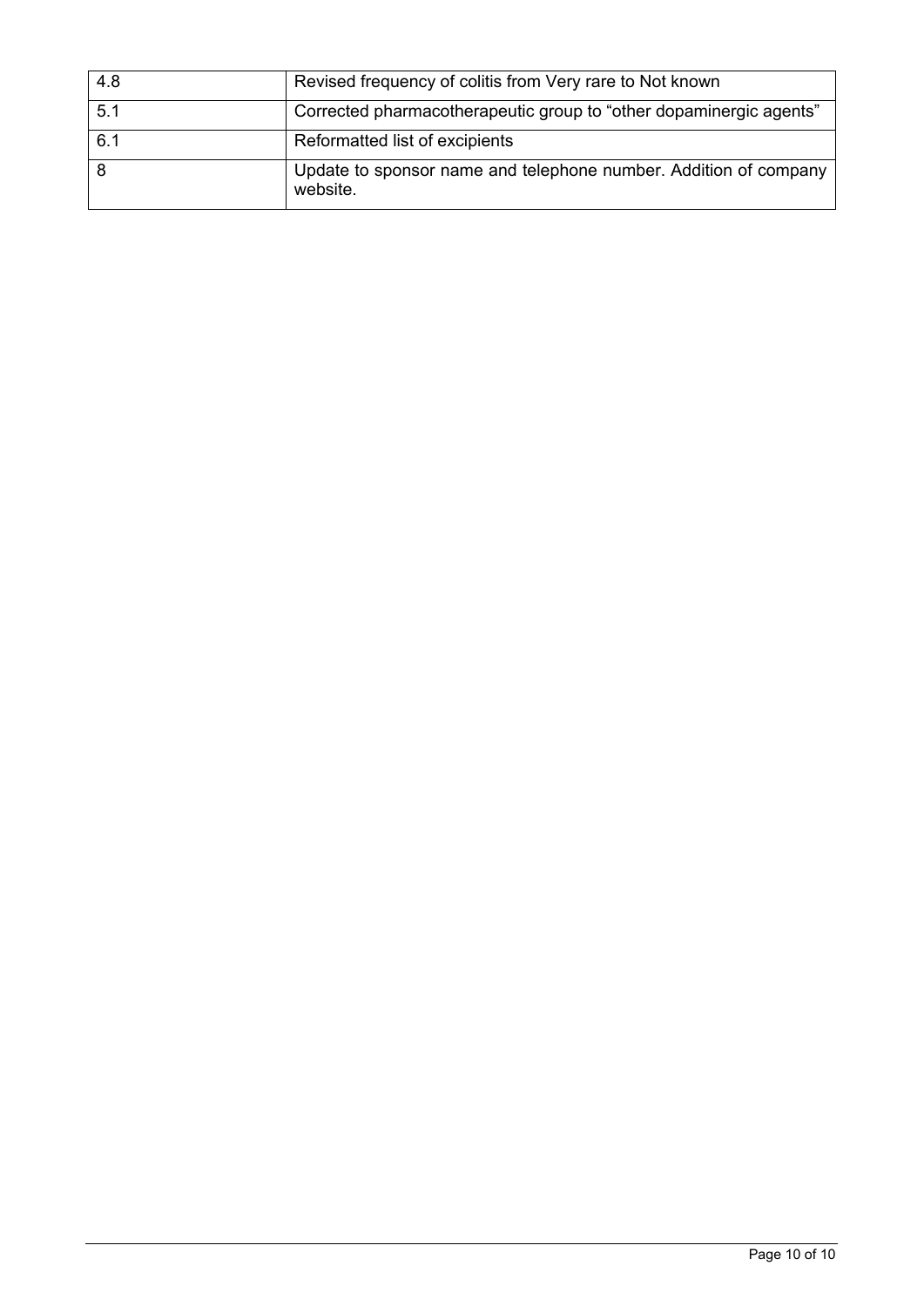| | |
|---|---|
| 4.8 | Revised frequency of colitis from Very rare to Not known |
| 5.1 | Corrected pharmacotherapeutic group to "other dopaminergic agents" |
| 6.1 | Reformatted list of excipients |
| 8 | Update to sponsor name and telephone number. Addition of company website. |